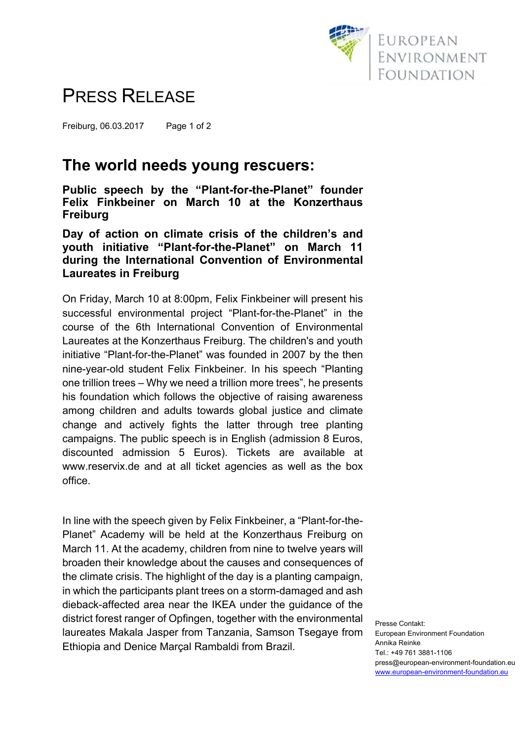# PRESS RELEASE

Freiburg, 06.03.2017

## The world needs young rescuers:

**Public speech by the "Plant-for-the-Planet" founder Felix Finkbeiner on March 10 at the Konzerthaus Freiburg**

**Day of action on climate crisis of the children's and youth initiative "Plant-for-the-Planet" on March 11 during the International Convention of Environmental Laureates in Freiburg**

On Friday, March 10 at 8:00pm, Felix Finkbeiner will present his successful environmental project "Plant-for-the-Planet" in the course of the 6th International Convention of Environmental Laureates at the Konzerthaus Freiburg. The children's and youth initiative "Plant-for-the-Planet" was founded in 2007 by the then nine-year-old student Felix Finkbeiner. In his speech "Planting one trillion trees – Why we need a trillion more trees", he presents his foundation which follows the objective of raising awareness among children and adults towards global justice and climate change and actively fights the latter through tree planting campaigns. The public speech is in English (admission 8 Euros, discounted admission 5 Euros). Tickets are available at www.reservix.de and at all ticket agencies as well as the box office.

In line with the speech given by Felix Finkbeiner, a "Plant-for-the-Planet" Academy will be held at the Konzerthaus Freiburg on March 11. At the academy, children from nine to twelve years will broaden their knowledge about the causes and consequences of the climate crisis. The highlight of the day is a planting campaign, in which the participants plant trees on a storm-damaged and ash dieback-affected area near the IKEA under the guidance of the district forest ranger of Opfingen, together with the environmental laureates Makala Jasper from Tanzania, Samson Tsegaye from Ethiopia and Denice Marçal Rambaldi from Brazil.

Presse Contakt:
European Environment Foundation
Annika Reinke
Tel.: +49 761 3881-1106
press@european-environment-foundation.eu
www.european-environment-foundation.eu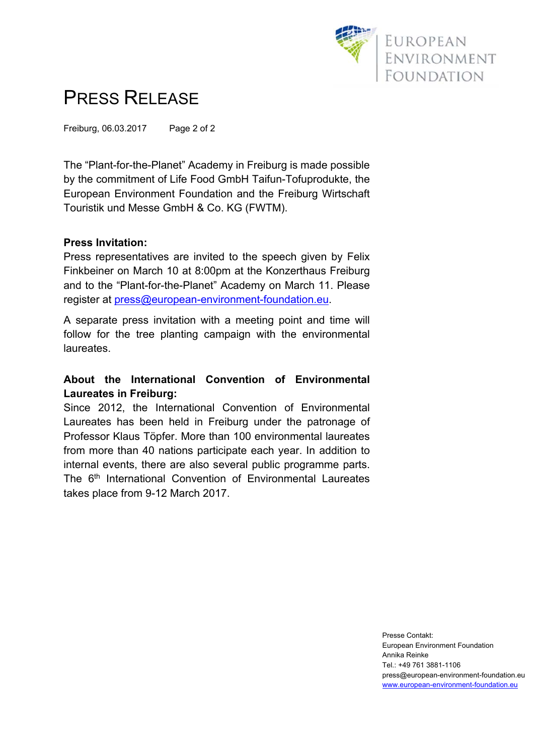# Press Release

Freiburg, 06.03.2017

The “Plant-for-the-Planet” Academy in Freiburg is made possible by the commitment of Life Food GmbH Taifun-Tofuprodukte, the European Environment Foundation and the Freiburg Wirtschaft Touristik und Messe GmbH & Co. KG (FWTM).

**Press Invitation:**
Press representatives are invited to the speech given by Felix Finkbeiner on March 10 at 8:00pm at the Konzerthaus Freiburg and to the “Plant-for-the-Planet” Academy on March 11. Please register at press@european-environment-foundation.eu.

A separate press invitation with a meeting point and time will follow for the tree planting campaign with the environmental laureates.

**About the International Convention of Environmental Laureates in Freiburg:**
Since 2012, the International Convention of Environmental Laureates has been held in Freiburg under the patronage of Professor Klaus Töpfer. More than 100 environmental laureates from more than 40 nations participate each year. In addition to internal events, there are also several public programme parts. The 6th International Convention of Environmental Laureates takes place from 9-12 March 2017.

Presse Contakt:
European Environment Foundation
Annika Reinke
Tel.: +49 761 3881-1106
press@european-environment-foundation.eu
www.european-environment-foundation.eu